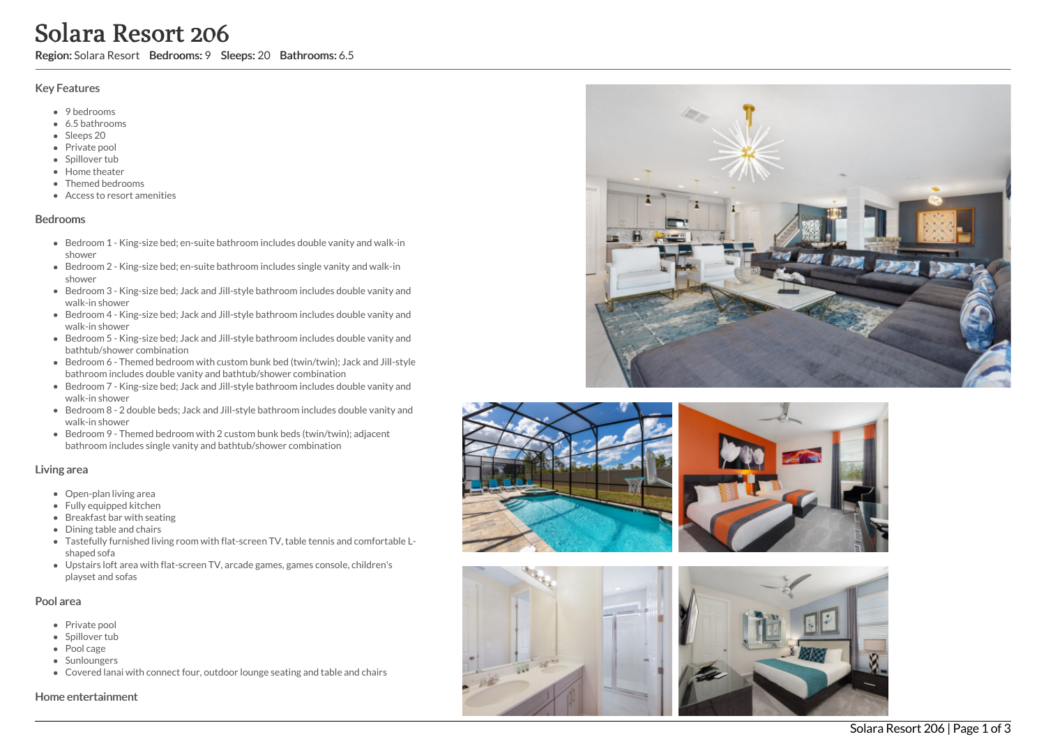# Solara Resort 206

**Region:** Solara Resort **Bedrooms:** 9 **Sleeps:** 20 **Bathrooms:** 6.5

## Key Features

- 9 bedrooms
- 6.5 bathrooms
- Sleeps 20
- Private pool
- Spillover tub
- Home theater
- Themed bedrooms
- Access to resort amenities

## Bedrooms

- Bedroom 1 - King-size bed; en-suite bathroom includes double vanity and walk-in shower
- Bedroom 2 - King-size bed; en-suite bathroom includes single vanity and walk-in shower
- Bedroom 3 - King-size bed; Jack and Jill-style bathroom includes double vanity and walk-in shower
- Bedroom 4 - King-size bed; Jack and Jill-style bathroom includes double vanity and walk-in shower
- Bedroom 5 - King-size bed; Jack and Jill-style bathroom includes double vanity and bathtub/shower combination
- Bedroom 6 - Themed bedroom with custom bunk bed (twin/twin); Jack and Jill-style bathroom includes double vanity and bathtub/shower combination
- Bedroom 7 - King-size bed; Jack and Jill-style bathroom includes double vanity and walk-in shower
- Bedroom 8 - 2 double beds; Jack and Jill-style bathroom includes double vanity and walk-in shower
- Bedroom 9 - Themed bedroom with 2 custom bunk beds (twin/twin); adjacent bathroom includes single vanity and bathtub/shower combination

## Living area

- Open-plan living area
- Fully equipped kitchen
- Breakfast bar with seating
- Dining table and chairs
- Tastefully furnished living room with flat-screen TV, table tennis and comfortable L-shaped sofa
- Upstairs loft area with flat-screen TV, arcade games, games console, children's playset and sofas

## Pool area

- Private pool
- Spillover tub
- Pool cage
- Sunloungers
- Covered lanai with connect four, outdoor lounge seating and table and chairs

## Home entertainment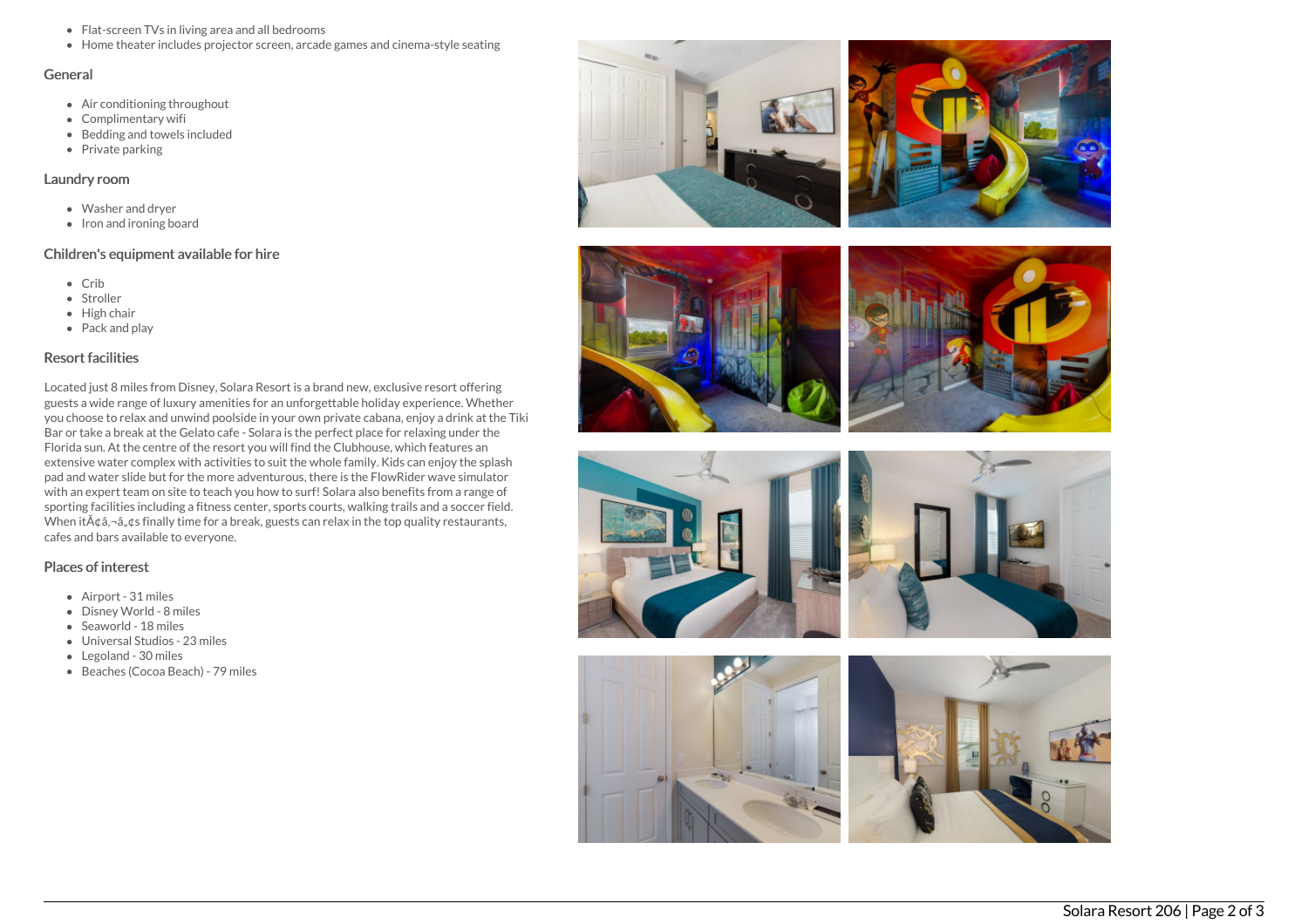- Flat-screen TVs in living area and all bedrooms
- Home theater includes projector screen, arcade games and cinema-style seating

### General

- Air conditioning throughout
- Complimentary wifi
- Bedding and towels included
- Private parking

### Laundry room

- Washer and dryer
- Iron and ironing board

### Children's equipment available for hire

- Crib
- Stroller
- High chair
- Pack and play

### Resort facilities

Located just 8 miles from Disney, Solara Resort is a brand new, exclusive resort offering guests a wide range of luxury amenities for an unforgettable holiday experience. Whether you choose to relax and unwind poolside in your own private cabana, enjoy a drink at the Tiki Bar or take a break at the Gelato cafe - Solara is the perfect place for relaxing under the Florida sun. At the centre of the resort you will find the Clubhouse, which features an extensive water complex with activities to suit the whole family. Kids can enjoy the splash pad and water slide but for the more adventurous, there is the FlowRider wave simulator with an expert team on site to teach you how to surf! Solara also benefits from a range of sporting facilities including a fitness center, sports courts, walking trails and a soccer field. When itÃ¢â‚¬â„¢s finally time for a break, guests can relax in the top quality restaurants, cafes and bars available to everyone.

### Places of interest

- Airport - 31 miles
- Disney World - 8 miles
- Seaworld - 18 miles
- Universal Studios - 23 miles
- Legoland - 30 miles
- Beaches (Cocoa Beach) - 79 miles